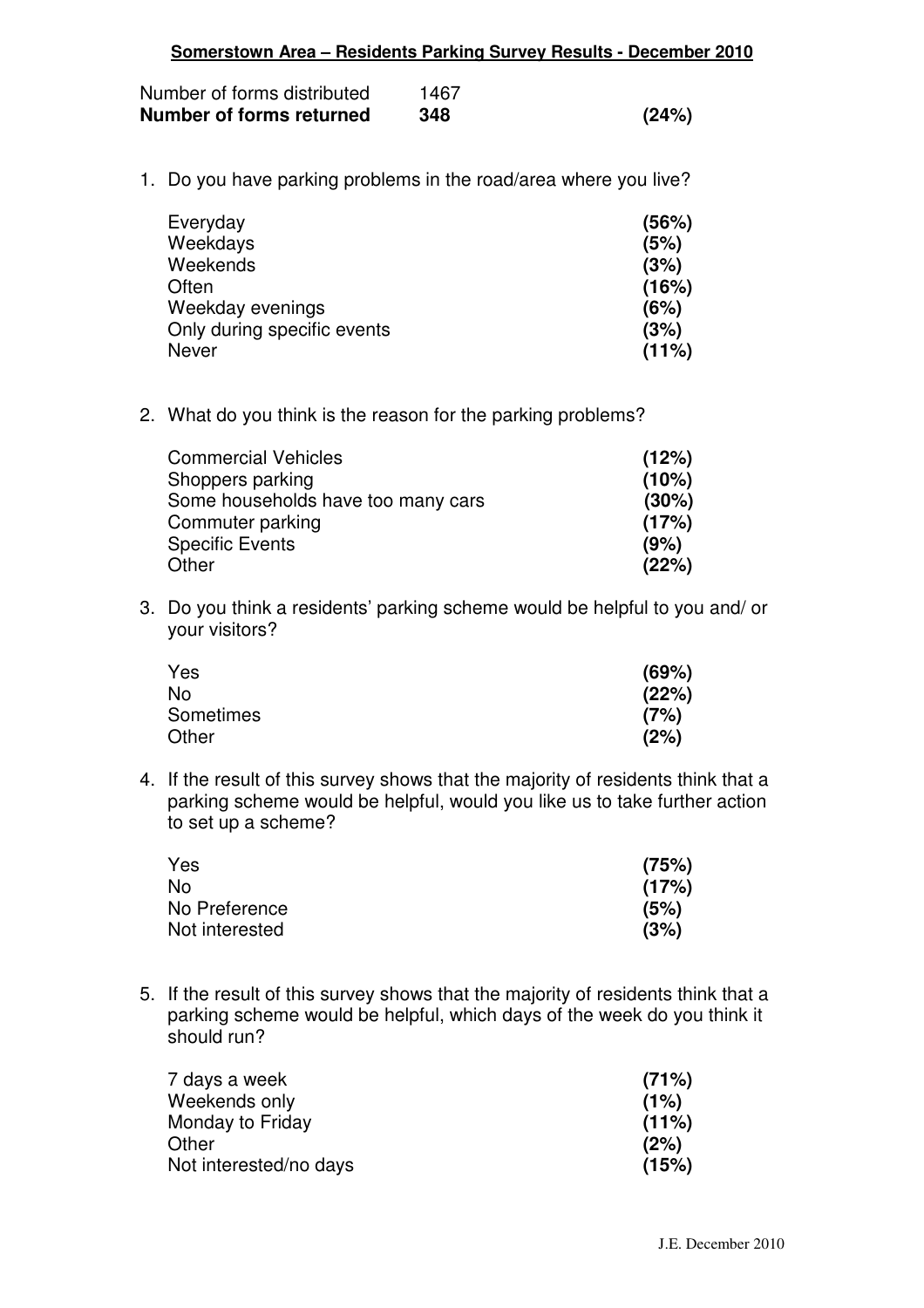**Somerstown Area – Residents Parking Survey Results - December 2010**

| | | |
|---|---|---|
| Number of forms distributed | 1467 | |
| **Number of forms returned** | **348** | **(24%)** |

1. Do you have parking problems in the road/area where you live?

| | |
|---|---|
| Everyday | **(56%)** |
| Weekdays | **(5%)** |
| Weekends | **(3%)** |
| Often | **(16%)** |
| Weekday evenings | **(6%)** |
| Only during specific events | **(3%)** |
| Never | **(11%)** |

2. What do you think is the reason for the parking problems?

| | |
|---|---|
| Commercial Vehicles | **(12%)** |
| Shoppers parking | **(10%)** |
| Some households have too many cars | **(30%)** |
| Commuter parking | **(17%)** |
| Specific Events | **(9%)** |
| Other | **(22%)** |

3. Do you think a residents' parking scheme would be helpful to you and/ or your visitors?

| | |
|---|---|
| Yes | **(69%)** |
| No | **(22%)** |
| Sometimes | **(7%)** |
| Other | **(2%)** |

4. If the result of this survey shows that the majority of residents think that a parking scheme would be helpful, would you like us to take further action to set up a scheme?

| | |
|---|---|
| Yes | **(75%)** |
| No | **(17%)** |
| No Preference | **(5%)** |
| Not interested | **(3%)** |

5. If the result of this survey shows that the majority of residents think that a parking scheme would be helpful, which days of the week do you think it should run?

| | |
|---|---|
| 7 days a week | **(71%)** |
| Weekends only | **(1%)** |
| Monday to Friday | **(11%)** |
| Other | **(2%)** |
| Not interested/no days | **(15%)** |

J.E. December 2010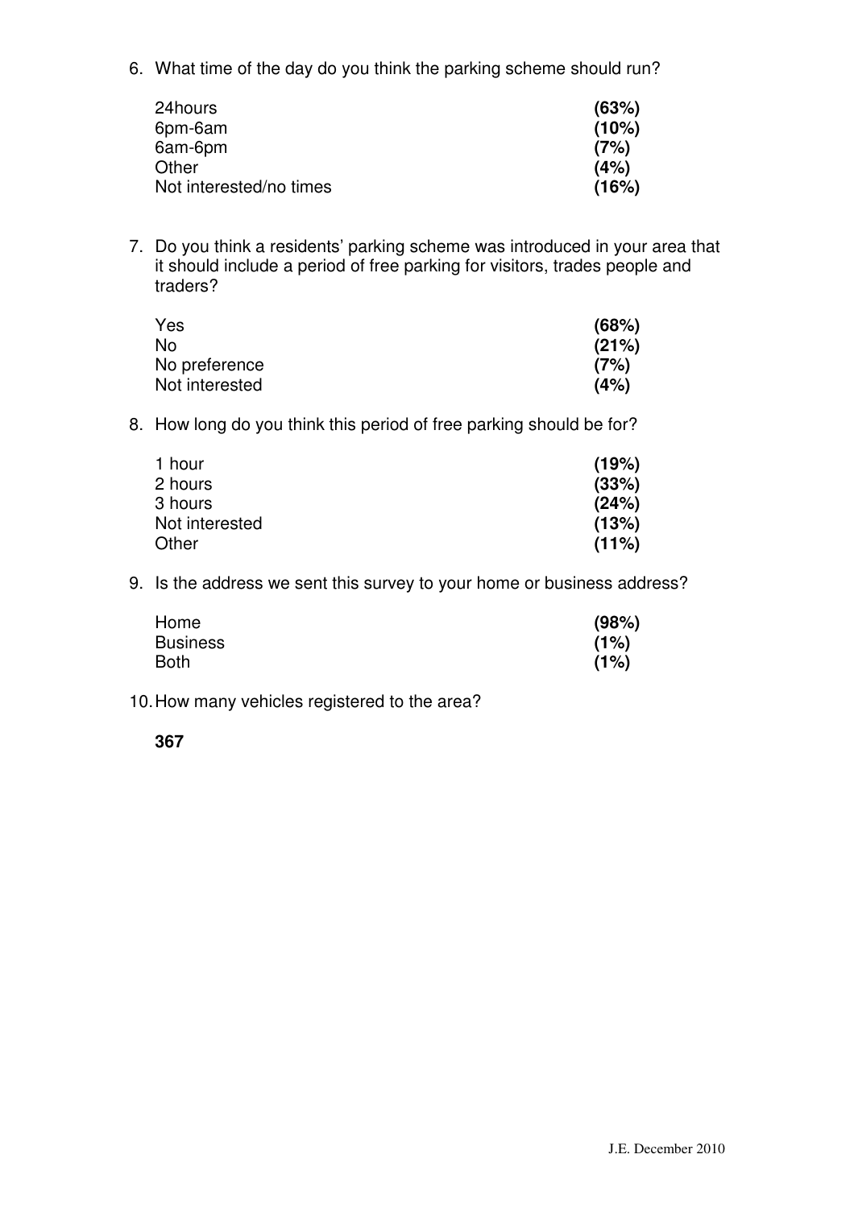6. What time of the day do you think the parking scheme should run?

| | |
|---|---|
| 24hours | **(63%)** |
| 6pm-6am | **(10%)** |
| 6am-6pm | **(7%)** |
| Other | **(4%)** |
| Not interested/no times | **(16%)** |

7. Do you think a residents' parking scheme was introduced in your area that it should include a period of free parking for visitors, trades people and traders?

| | |
|---|---|
| Yes | **(68%)** |
| No | **(21%)** |
| No preference | **(7%)** |
| Not interested | **(4%)** |

8. How long do you think this period of free parking should be for?

| | |
|---|---|
| 1 hour | **(19%)** |
| 2 hours | **(33%)** |
| 3 hours | **(24%)** |
| Not interested | **(13%)** |
| Other | **(11%)** |

9. Is the address we sent this survey to your home or business address?

| | |
|---|---|
| Home | **(98%)** |
| Business | **(1%)** |
| Both | **(1%)** |

10. How many vehicles registered to the area?

**367**

J.E. December 2010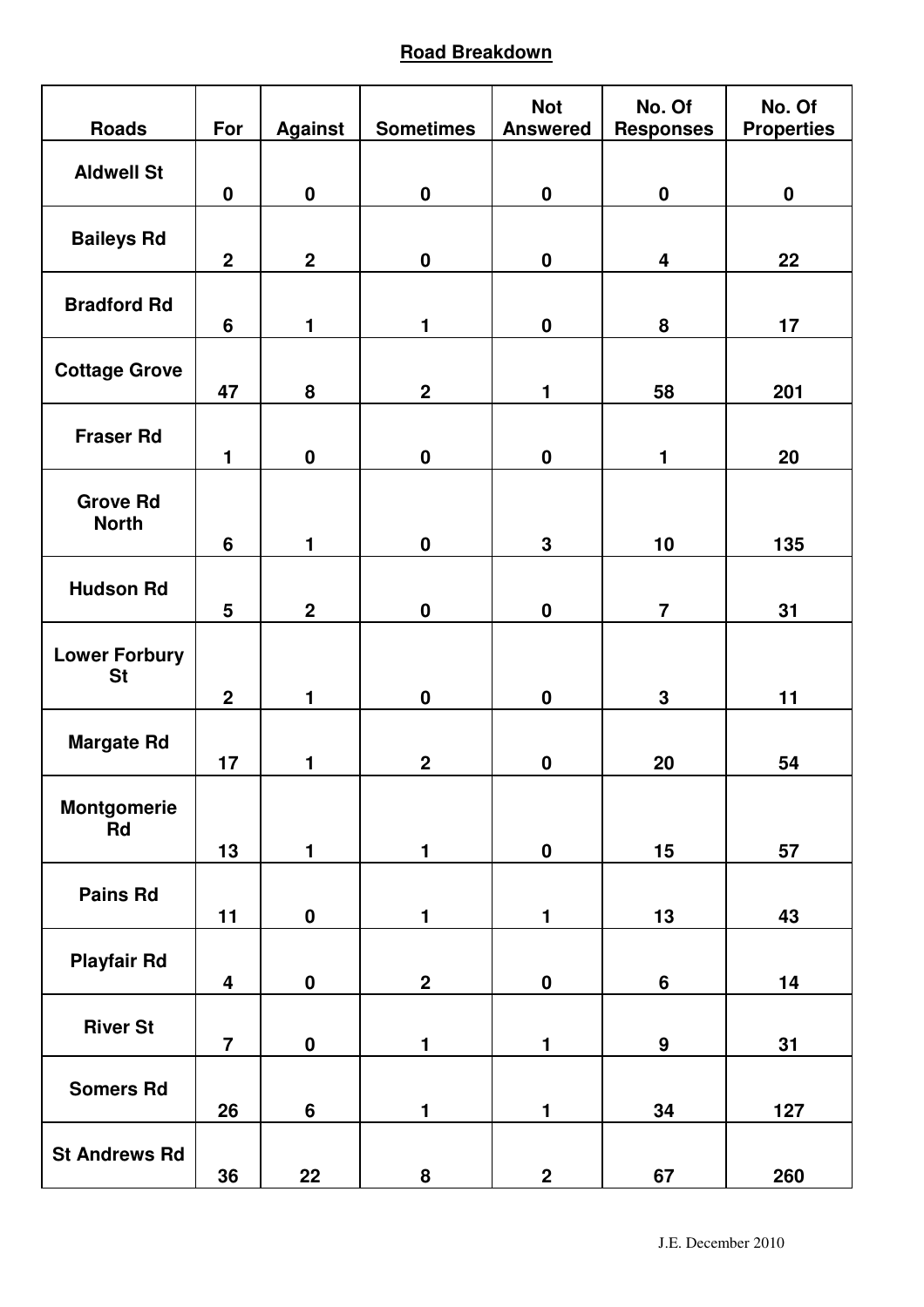## **Road Breakdown**

| Roads | For | Against | Sometimes | Not Answered | No. Of Responses | No. Of Properties |
|---|---|---|---|---|---|---|
| Aldwell St | 0 | 0 | 0 | 0 | 0 | 0 |
| Baileys Rd | 2 | 2 | 0 | 0 | 4 | 22 |
| Bradford Rd | 6 | 1 | 1 | 0 | 8 | 17 |
| Cottage Grove | 47 | 8 | 2 | 1 | 58 | 201 |
| Fraser Rd | 1 | 0 | 0 | 0 | 1 | 20 |
| Grove Rd North | 6 | 1 | 0 | 3 | 10 | 135 |
| Hudson Rd | 5 | 2 | 0 | 0 | 7 | 31 |
| Lower Forbury St | 2 | 1 | 0 | 0 | 3 | 11 |
| Margate Rd | 17 | 1 | 2 | 0 | 20 | 54 |
| Montgomerie Rd | 13 | 1 | 1 | 0 | 15 | 57 |
| Pains Rd | 11 | 0 | 1 | 1 | 13 | 43 |
| Playfair Rd | 4 | 0 | 2 | 0 | 6 | 14 |
| River St | 7 | 0 | 1 | 1 | 9 | 31 |
| Somers Rd | 26 | 6 | 1 | 1 | 34 | 127 |
| St Andrews Rd | 36 | 22 | 8 | 2 | 67 | 260 |

J.E. December 2010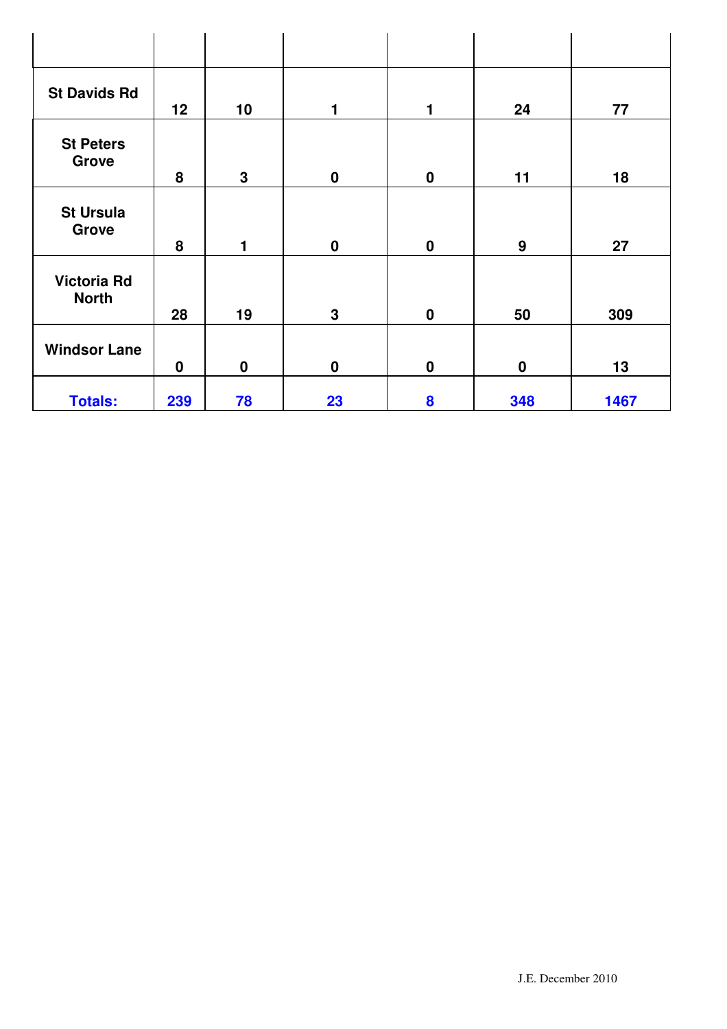| | | | | | | |
|---|---|---|---|---|---|---|
| **St Davids Rd** | **12** | **10** | **1** | **1** | **24** | **77** |
| **St Peters Grove** | **8** | **3** | **0** | **0** | **11** | **18** |
| **St Ursula Grove** | **8** | **1** | **0** | **0** | **9** | **27** |
| **Victoria Rd North** | **28** | **19** | **3** | **0** | **50** | **309** |
| **Windsor Lane** | **0** | **0** | **0** | **0** | **0** | **13** |
| **Totals:** | **239** | **78** | **23** | **8** | **348** | **1467** |

J.E. December 2010